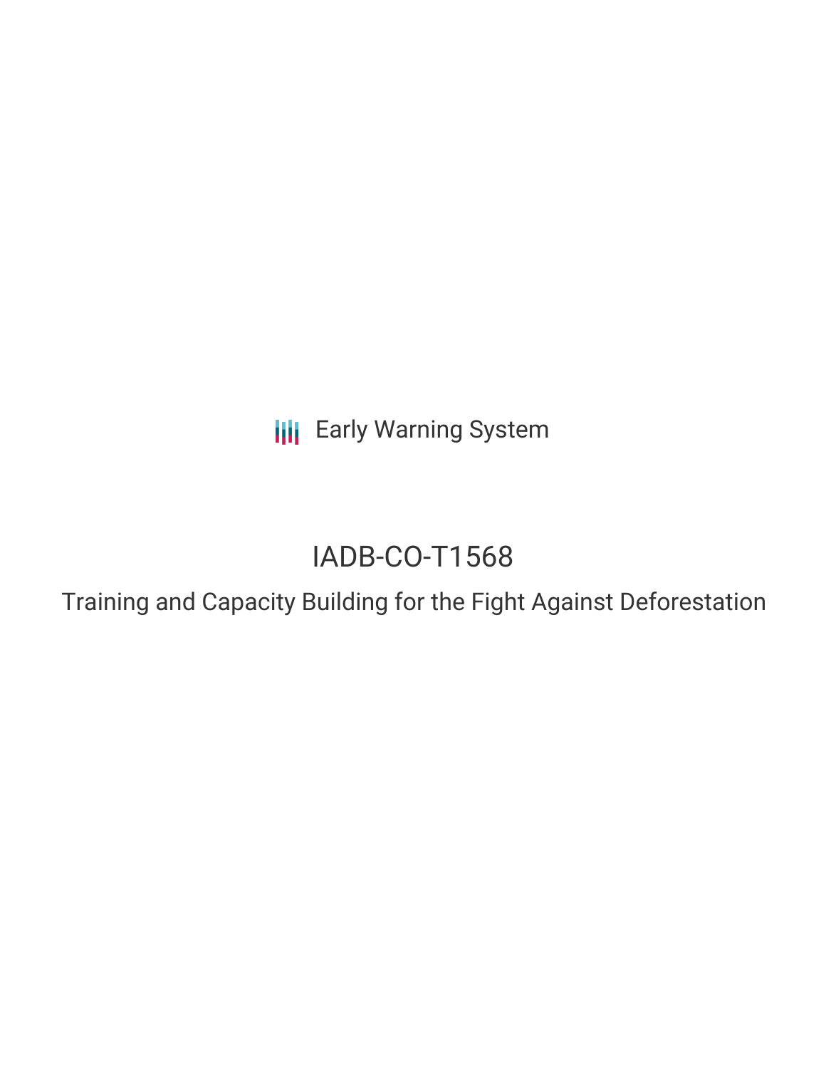Early Warning System

# IADB-CO-T1568

## Training and Capacity Building for the Fight Against Deforestation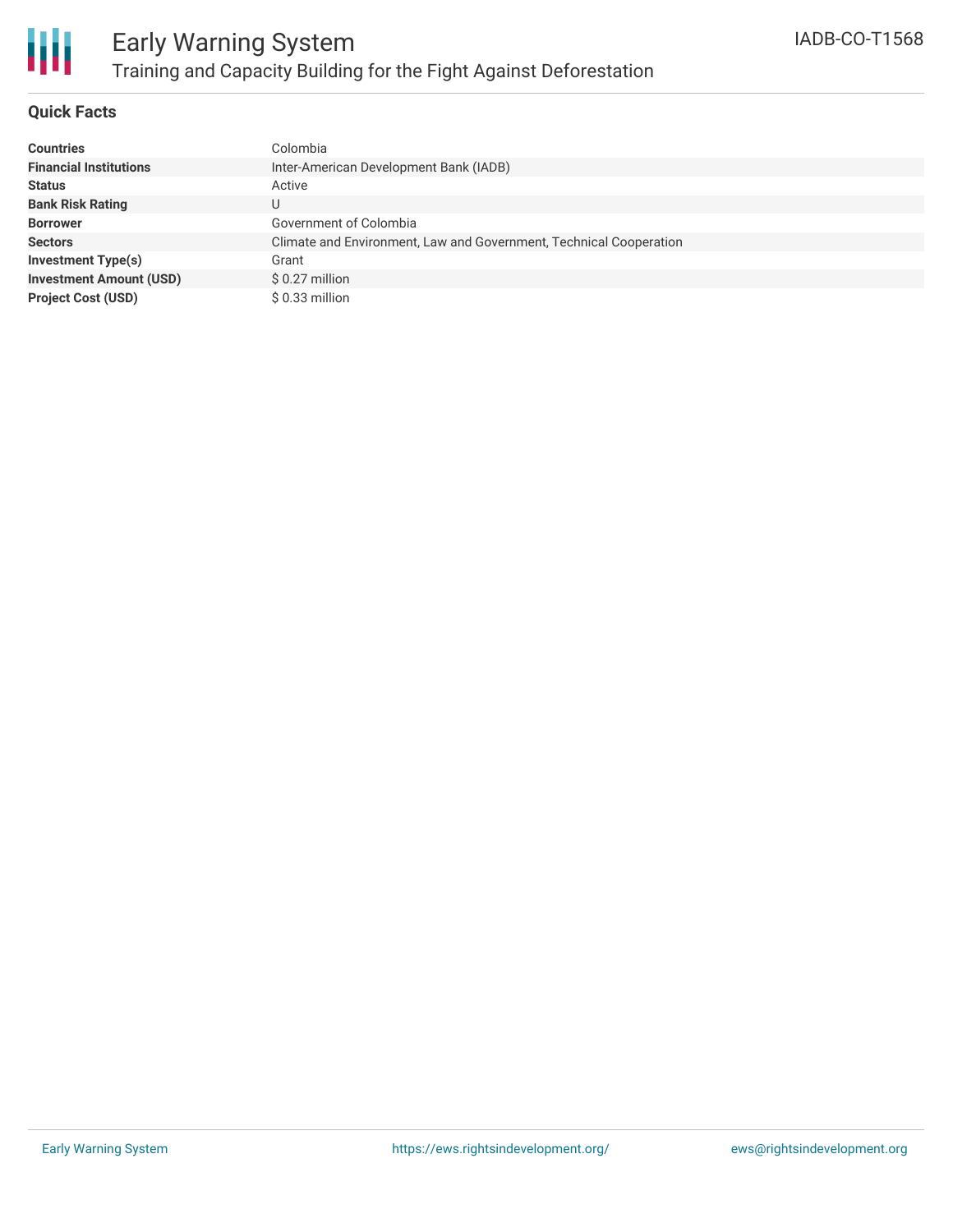# Early Warning System

## Training and Capacity Building for the Fight Against Deforestation

IADB-CO-T1568

### Quick Facts

| | |
|---|---|
| **Countries** | Colombia |
| **Financial Institutions** | Inter-American Development Bank (IADB) |
| **Status** | Active |
| **Bank Risk Rating** | U |
| **Borrower** | Government of Colombia |
| **Sectors** | Climate and Environment, Law and Government, Technical Cooperation |
| **Investment Type(s)** | Grant |
| **Investment Amount (USD)** | $ 0.27 million |
| **Project Cost (USD)** | $ 0.33 million |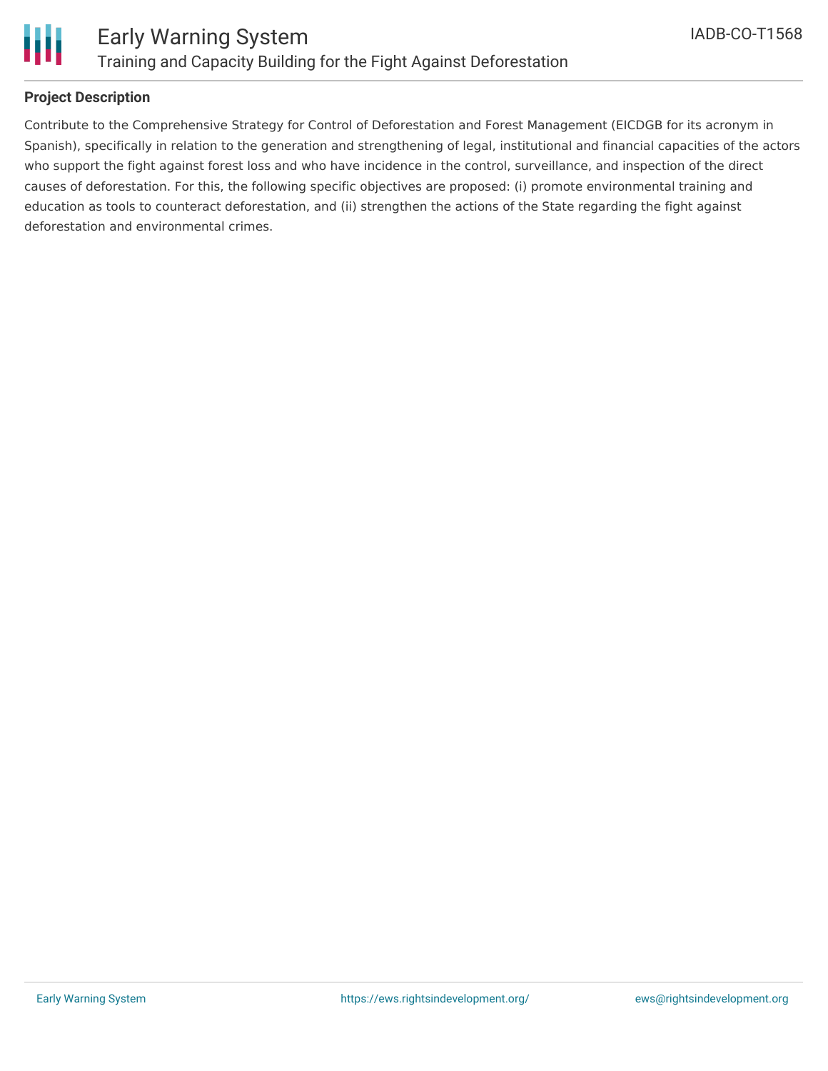## Project Description

Contribute to the Comprehensive Strategy for Control of Deforestation and Forest Management (EICDGB for its acronym in Spanish), specifically in relation to the generation and strengthening of legal, institutional and financial capacities of the actors who support the fight against forest loss and who have incidence in the control, surveillance, and inspection of the direct causes of deforestation. For this, the following specific objectives are proposed: (i) promote environmental training and education as tools to counteract deforestation, and (ii) strengthen the actions of the State regarding the fight against deforestation and environmental crimes.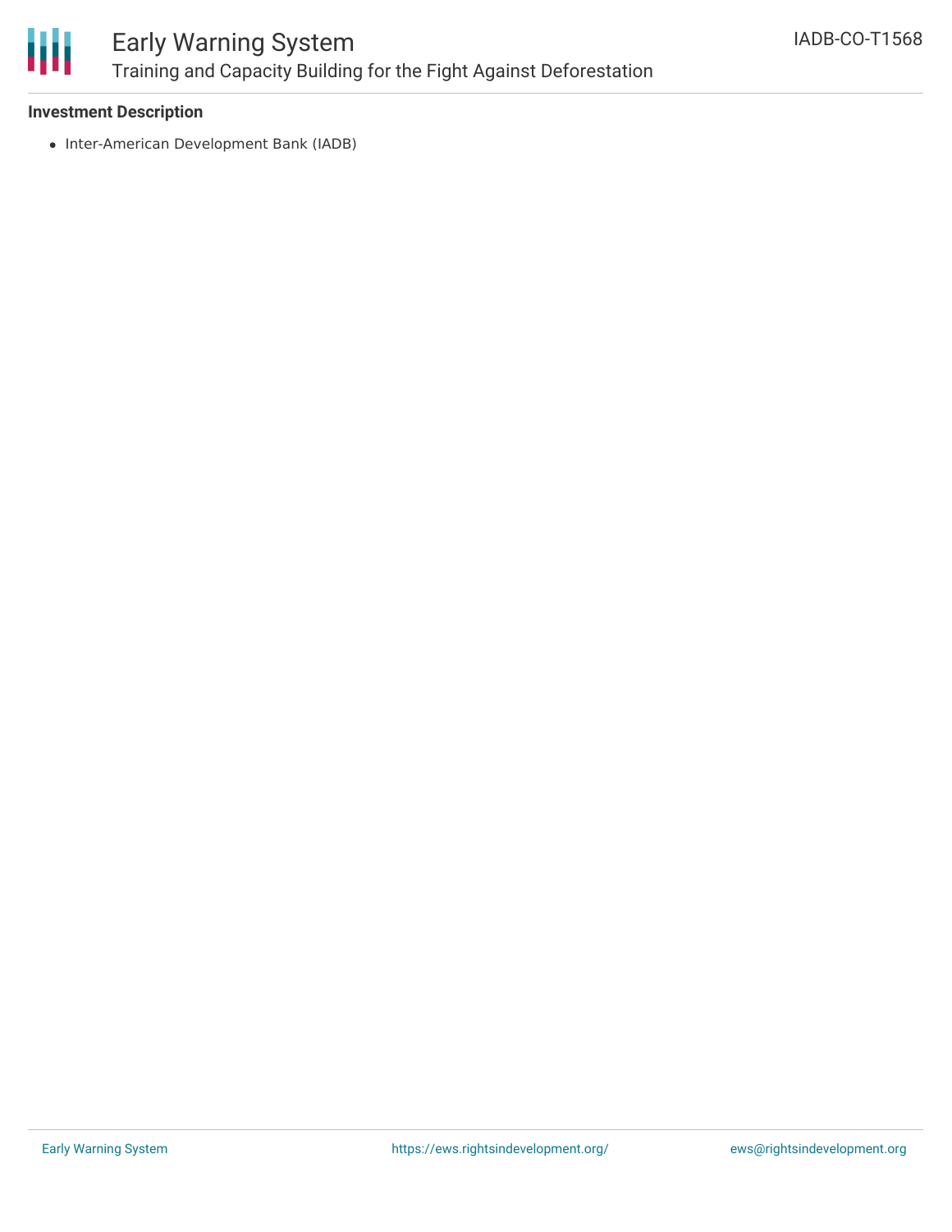**Investment Description**

- Inter-American Development Bank (IADB)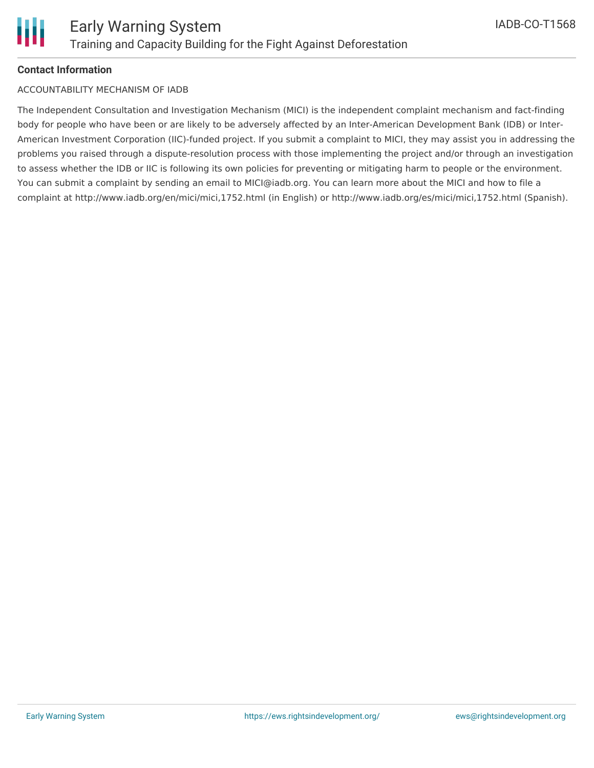**Contact Information**

ACCOUNTABILITY MECHANISM OF IADB

The Independent Consultation and Investigation Mechanism (MICI) is the independent complaint mechanism and fact-finding body for people who have been or are likely to be adversely affected by an Inter-American Development Bank (IDB) or Inter-American Investment Corporation (IIC)-funded project. If you submit a complaint to MICI, they may assist you in addressing the problems you raised through a dispute-resolution process with those implementing the project and/or through an investigation to assess whether the IDB or IIC is following its own policies for preventing or mitigating harm to people or the environment. You can submit a complaint by sending an email to MICI@iadb.org. You can learn more about the MICI and how to file a complaint at http://www.iadb.org/en/mici/mici,1752.html (in English) or http://www.iadb.org/es/mici/mici,1752.html (Spanish).